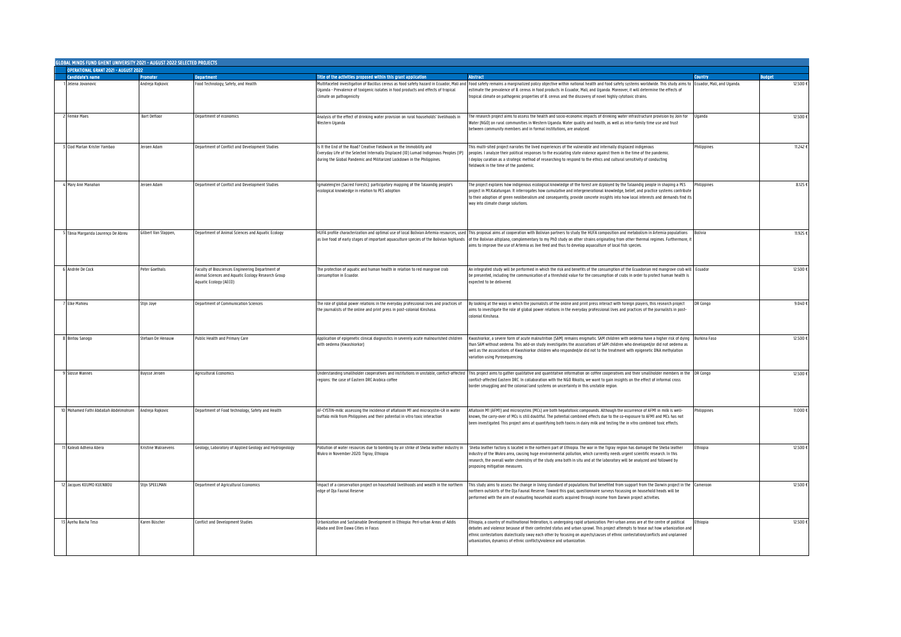# GLOBAL MINDS FUND GHENT UNIVERSITY 2021 - AUGUST 2022 SELECTED PROJECTS

## OPERATIONAL GRANT 2021 - AUGUST 2022

| | Candidate's name | Promoter | Department | Title of the activities proposed within this grant application | Abstract | Country | Budget |
|---|---|---|---|---|---|---|---|
| 1 | Jelena Jovanovic | Andreja Rajkovic | Food Technology, Safety, and Health | Multifaceted investigation of Bacillus cereus as food safety hazard in Ecuador, Mali and Uganda - Prevalence of toxigenic isolates in food products and effects of tropical climate on pathogenicity | Food safety remains a marginalized policy objective within national health and food safety systems worldwide. This study aims to estimate the prevalence of B. cereus in food products in Ecuador, Mali, and Uganda. Moreover, it will determine the effects of tropical climate on pathogenic properties of B. cereus and the discovery of novel highly cytotoxic strains. | Ecuador, Mali, and Uganda. | 12.500 € |
| 2 | Femke Maes | Bart Defloor | Department of economics | Analysis of the effect of drinking water provision on rural households' livelihoods in Western Uganda | The research project aims to assess the health and socio-economic impacts of drinking water infrastructure provision by Join for Water (NGO) on rural communities in Western Uganda. Water quality and health, as well as intra-family time use and trust between community members and in formal institutions, are analysed. | Uganda | 12.500 € |
| 3 | Clod Marlan Krister Yambao | Jeroen Adam | Department of Conflict and Development Studies | Is It the End of the Road? Creative Fieldwork on the Immobility and Everyday Life of the Selected Internally Displaced (ID) Lumad Indigenous Peoples (IP) during the Global Pandemic and Militarized Lockdown in the Philippines. | This multi-sited project narrates the lived experiences of the vulnerable and internally displaced indigenous peoples. I analyze their political responses to the escalating state violence against them in the time of the pandemic. I deploy curation as a strategic method of researching to respond to the ethics and cultural sensitivity of conducting fieldwork in the time of the pandemic. | Philippines | 11.242 € |
| 4 | Mary Ann Manahan | Jeroen Adam | Department of Conflict and Development Studies | Igmaleeng'en (Sacred Forests): participatory mapping of the Talaandig people's ecological knowledge in relation to PES adoption | The project explores how indigenous ecological knowledge of the forest are dzployed by the Talaandig people in shaping a PES project in Mt.Kalatungan. It interrogates how cumulative and intergenerational knowledge, belief, and practice systems contribute to their adoption of green neoliberalism and consequently, provide concrete insights into how local interests and demands find its way into climate change solutions. | Philippines | 8.125 € |
| 5 | Tânia Margarida Lourenço De Abreu | Gilbert Van Stappen, | Department of Animal Sciences and Aquatic Ecology | HUFA profile characterization and optimal use of local Bolivian Artemia resources, used as live food of early stages of important aquaculture species of the Bolivian highlands | This proposal aims at cooperation with Bolivian partners to study the HUFA composition and metabolism in Artemia populations of the Bolivian altiplano, complementary to my PhD study on other strains originating from other thermal regimes. Furthermore, it aims to improve the use of Artemia as live feed and thus to develop aquaculture of local fish species. | Bolivia | 11.925 € |
| 6 | Andrée De Cock | Peter Goethals | Faculty of Biosciences Engineering Department of Animal Sciences and Aquatic Ecology Research Group Aquatic Ecology (AECO) | The protection of aquatic and human health in relation to red mangrove crab consumption in Ecuador. | An integrated study will be performed in which the risk and benefits of the consumption of the Ecuadorian red mangrove crab will be presented, including the communication of a threshold value for the consumption of crabs in order to protect human health is expected to be delivered. | Ecuador | 12.500 € |
| 7 | Elke Mahieu | Stijn Joye | Department of Communication Sciences | The role of global power relations in the everyday professional lives and practices of the journalists of the online and print press in post-colonial Kinshasa. | By looking at the ways in which the journalists of the online and print press interact with foreign players, this research project aims to investigate the role of global power relations in the everyday professional lives and practices of the journalists in post-colonial Kinshasa. | DR Congo | 9.040 € |
| 8 | Bintou Sanogo | Stefaan De Henauw | Public Health and Primary Care | Application of epigenetic clinical diagnostics in severely acute malnourished children with oedema (Kwashiorkor) | Kwashiorkor, a severe form of acute malnutrition (SAM) remains enigmatic. SAM children with oedema have a higher risk of dying than SAM without oedema. This add-on study investigates the associations of SAM children who developed/or did not oedema as well as the associations of Kwashiorkor children who responded/or did not to the treatment with epigenetic DNA methylation variation using Pyrosequencing. | Burkina Faso | 12.500 € |
| 9 | Slosse Wannes | Buysse Jeroen | Agricultural Economics | Understanding smallholder cooperatives and institutions in unstable, conflict-affected regions: the case of Eastern DRC Arabica coffee | This project aims to gather qualitative and quantitative information on coffee cooperatives and their smallholder members in the conflict-affected Eastern DRC. In collaboration with the NGO Rikolto, we want to gain insights on the effect of informal cross border smuggling and the colonial land systems on uncertainty in this unstable region. | DR Congo | 12.500 € |
| 10 | Mohamed Fathi Abdallah Abdelmohsen | Andreja Rajkovic | Department of Food technology, Safety and Health | AF-CYSTIN-milk: assessing the incidence of aflatoxin M1 and microcystin-LR in water buffalo milk from Philippines and their potential in vitro toxic interaction | Aflatoxin M1 (AFM1) and microcystins (MCs) are both hepatotoxic compounds. Although the occurrence of AFM1 in milk is well-known, the carry-over of MCs is still doubtful. The potential combined effects due to the co-exposure to AFM1 and MCs has not been investigated. This project aims at quantifying both toxins in dairy milk and testing the in vitro combined toxic effects. | Philippines | 11.000 € |
| 11 | Kaleab Adhena Abera | Kristine Walraevens | Geology, Laboratory of Applied Geology and Hydrogeology | Pollution of water resources due to bombing by air strike of Sheba leather industry in Wukro in November 2020. Tigray, Ethiopia | Sheba leather factory is located in the northern part of Ethiopia. The war in the Tigray region has damaged the Sheba leather industry of the Wukro area, causing huge environmental pollution, which currently needs urgent scientific research. In this research, the overall water chemistry of the study area both in situ and at the laboratory will be analyzed and followed by proposing mitigation measures. | Ethiopia | 12.500 € |
| 12 | Jacques KEUMO KUENBOU | Stijn SPEELMAN | Department of Agricultural Economics | Impact of a conservation project on household livelihoods and wealth in the northern edge of Dja Faunal Reserve | This study aims to assess the change in living standard of populations that benefited from support from the Darwin project in the northern outskirts of the Dja Faunal Reserve. Toward this goal, questionnaire surveys focussing on household heads will be performed with the aim of evaluating household assets acquired through income from Darwin project activities. | Cameroon | 12.500 € |
| 13 | Ayehu Bacha Teso | Karen Büscher | Conflict and Development Studies | Urbanization and Sustainable Development in Ethiopia: Peri-urban Areas of Addis Ababa and Dire Dawa Cities in Focus | Ethiopia, a country of multinational federation, is undergoing rapid urbanization. Peri-urban areas are at the centre of political debates and violence because of their contested status and urban sprawl. This project attempts to tease out how urbanization and ethnic contestations dialectically sway each other by focusing on aspects/causes of ethnic contestation/conflicts and unplanned urbanization, dynamics of ethnic conflicts/violence and urbanization. | Ethiopia | 12.500 € |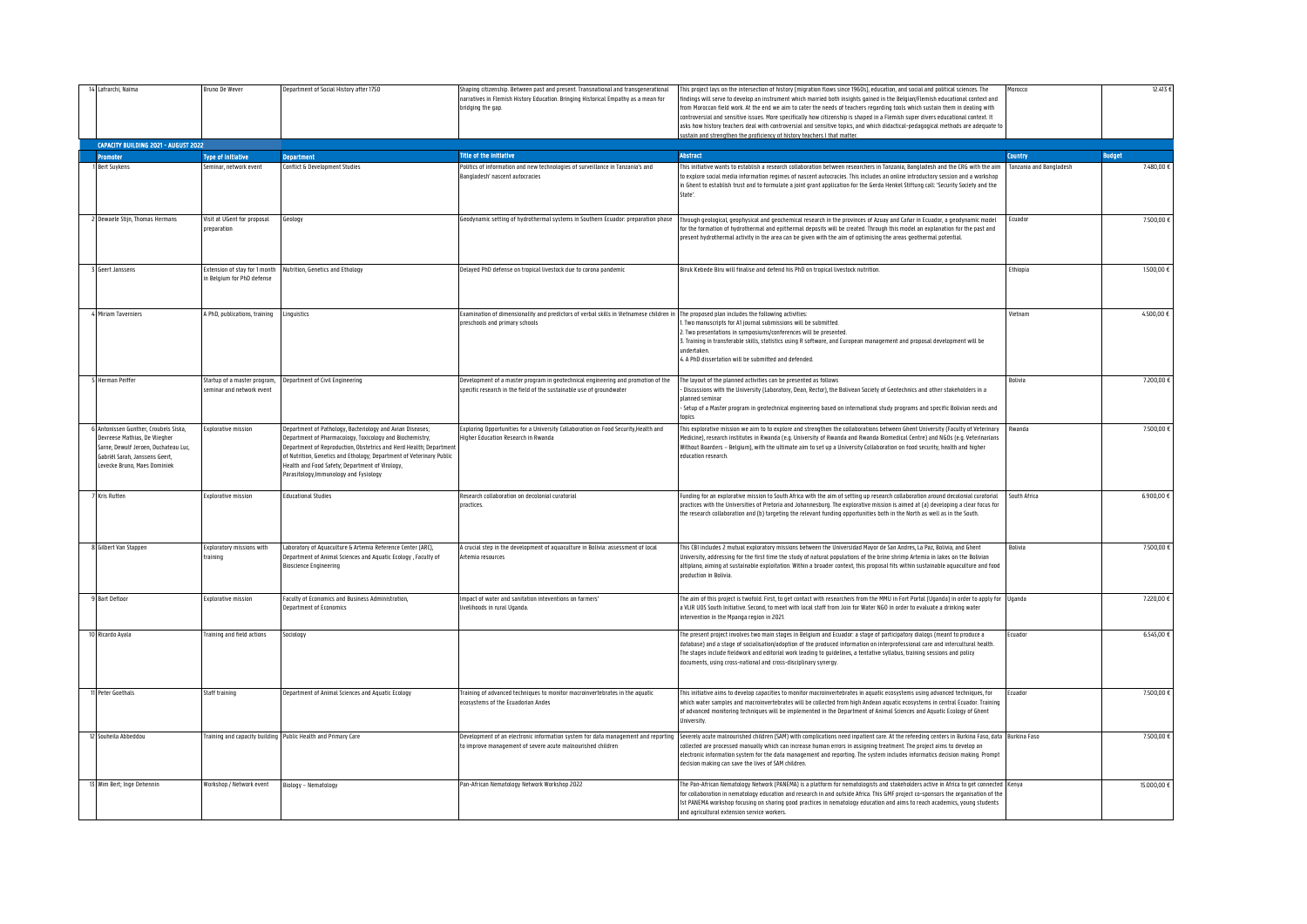| | | | | | | |
|---|---|---|---|---|---|---|
| 14 Lafrarchi, Naïma | Bruno De Wever | Department of Social History after 1750 | Shaping citizenship. Between past and present. Transnational and transgenerational narratives in Flemish History Education. Bringing Historical Empathy as a mean for bridging the gap. | This project lays on the intersection of history (migration flows since 1960s), education, and social and political sciences. The findings will serve to develop an instrument which married both insights gained in the Belgian/Flemish educational context and from Moroccan field work. At the end we aim to cater the needs of teachers regarding tools which sustain them in dealing with controversial and sensitive issues. More specifically how citizenship is shaped in a Flemish super divers educational context. It asks how history teachers deal with controversial and sensitive topics, and which didactical-pedagogical methods are adequate to sustain and strengthen the proficiency of history teachers I that matter. | Morocco | 12.413 € |

**CAPACITY BUILDING 2021 - AUGUST 2022**

| Promoter | Type of initiative | Department | Title of the initiative | Abstract | Country | Budget |
|---|---|---|---|---|---|---|
| 1 Bert Suykens | Seminar, network event | Conflict & Development Studies | Politics of information and new technologies of surveillance in Tanzania's and Bangladesh' nascent autocracies | This initiative wants to establish a research collaboration between researchers in Tanzania, Bangladesh and the CRG with the aim to explore social media information regimes of nascent autocracies. This includes an online introductory session and a workshop in Ghent to establish trust and to formulate a joint grant application for the Gerda Henkel Stiftung call: 'Security Society and the State'. | Tanzania and Bangladesh | 7.480,00 € |
| 2 Dewaele Stijn, Thomas Hermans | Visit at UGent for proposal preparation | Geology | Geodynamic setting of hydrothermal systems in Southern Ecuador: preparation phase | Through geological, geophysical and geochemical research in the provinces of Azuay and Cañar in Ecuador, a geodynamic model for the formation of hydrothermal and epithermal deposits will be created. Through this model an explanation for the past and present hydrothermal activity in the area can be given with the aim of optimising the areas geothermal potential. | Ecuador | 7.500,00 € |
| 3 Geert Janssens | Extension of stay for 1 month in Belgium for PhD defense | Nutrition, Genetics and Ethology | Delayed PhD defense on tropical livestock due to corona pandemic | Biruk Kebede Biru will finalise and defend his PhD on tropical livestock nutrition. | Ethiopia | 1.500,00 € |
| 4 Miriam Taverniers | A PhD, publications, training | Linguistics | Examination of dimensionality and predictors of verbal skills in Vietnamese children in preschools and primary schools | The proposed plan includes the following activities:<br>1. Two manuscripts for A1 journal submissions will be submitted.<br>2. Two presentations in symposiums/conferences will be presented.<br>3. Training in transferable skills, statistics using R software, and European management and proposal development will be undertaken.<br>4. A PhD dissertation will be submitted and defended. | Vietnam | 4.500,00 € |
| 5 Herman Peiffer | Startup of a master program, seminar and network event | Department of Civil Engineering | Development of a master program in geotechnical engineering and promotion of the specific research in the field of the sustainable use of groundwater | The layout of the planned activities can be presented as follows<br>- Discussions with the University (Laboratory, Dean, Rector), the Bolivean Society of Geotechnics and other stakeholders in a planned seminar<br>- Setup of a Master program in geotechnical engineering based on international study programs and specific Bolivian needs and topics | Bolivia | 7.200,00 € |
| 6 Antonissen Gunther, Croubels Siska, Devreese Mathias, De Waegher Sarne, Dewulf Jeroen, Duchateau Luc, Gabriël Sarah, Janssens Geert, Levecke Bruno, Maes Dominiek | Explorative mission | Department of Pathology, Bacteriology and Avian Diseases; Department of Pharmacology, Toxicology and Biochemistry; Department of Reproduction, Obstetrics and Herd Health; Department of Nutrition, Genetics and Ethology; Department of Veterinary Public Health and Food Safety; Department of Virology, Parasitology,Immunology and Fysiology | Exploring Opportunities for a University Collaboration on Food Security,Health and Higher Education Research in Rwanda | This explorative mission we aim to to explore and strengthen the collaborations between Ghent University (Faculty of Veterinary Medicine), research institutes in Rwanda (e.g. University of Rwanda and Rwanda Biomedical Centre) and NGOs (e.g. Veterinarians Without Boarders – Belgium), with the ultimate aim to set up a University Collaboration on food security, health and higher education research. | Rwanda | 7.500,00 € |
| 7 Kris Rutten | Explorative mission | Educational Studies | Research collaboration on decolonial curatorial practices. | Funding for an explorative mission to South Africa with the aim of setting up research collaboration around decolonial curatorial practices with the Universities of Pretoria and Johannesburg. The explorative mission is aimed at (a) developing a clear focus for the research collaboration and (b) targeting the relevant funding opportunities both in the North as well as in the South. | South Africa | 6.900,00 € |
| 8 Gilbert Van Stappen | Exploratory missions with training | Laboratory of Aquaculture & Artemia Reference Center (ARC), Department of Animal Sciences and Aquatic Ecology , Faculty of Bioscience Engineering | A crucial step in the development of aquaculture in Bolivia: assessment of local Artemia resources | This CBI includes 2 mutual exploratory missions between the Universidad Mayor de San Andres, La Paz, Bolivia, and Ghent University, addressing for the first time the study of natural populations of the brine shrimp Artemia in lakes on the Bolivian altiplano, aiming at sustainable exploitation. Within a broader context, this proposal fits within sustainable aquaculture and food production in Bolivia. | Bolivia | 7.500,00 € |
| 9 Bart Defloor | Explorative mission | Faculty of Economics and Business Administration, Department of Economics | Impact of water and sanitation inteventions on farmers' livelihoods in rural Uganda. | The aim of this project is twofold. First, to get contact with researchers from the MMU in Fort Portal (Uganda) in order to apply for a VLIR UOS South Initiative. Second, to meet with local staff from Join for Water NGO in order to evaluate a drinking water intervention in the Mpanga region in 2021. | Uganda | 7.220,00 € |
| 10 Ricardo Ayala | Training and field actions | Sociology | | The present project involves two main stages in Belgium and Ecuador: a stage of participatory dialogs (meant to produce a database) and a stage of socialisation/adoption of the produced information on interprofessional care and intercultural health. The stages include fieldwork and editorial work leading to guidelines, a tentative syllabus, training sessions and policy documents, using cross-national and cross-disciplinary synergy. | Ecuador | 6.545,00 € |
| 11 Peter Goethals | Staff training | Department of Animal Sciences and Aquatic Ecology | Training of advanced techniques to monitor macroinvertebrates in the aquatic ecosystems of the Ecuadorian Andes | This initiative aims to develop capacities to monitor macroinvertebrates in aquatic ecosystems using advanced techniques, for which water samples and macroinvertebrates will be collected from high Andean aquatic ecosystems in central Ecuador. Training of advanced monitoring techniques will be implemented in the Department of Animal Sciences and Aquatic Ecology of Ghent University. | Ecuador | 7.500,00 € |
| 12 Souheila Abbeddou | Training and capacity building | Public Health and Primary Care | Development of an electronic information system for data management and reporting to improve management of severe acute malnourished children | Severely acute malnourished children (SAM) with complications need inpatient care. At the refeeding centers in Burkina Faso, data collected are processed manually which can increase human errors in assigning treatment. The project aims to develop an electronic information system for the data management and reporting. The system includes informatics decision making. Prompt decision making can save the lives of SAM children. | Burkina Faso | 7.500,00 € |
| 13 Wim Bert, Inge Dehennin | Workshop / Network event | Biology – Nematology | Pan-African Nematology Network Workshop 2022 | The Pan-African Nematology Network (PANEMA) is a platform for nematologists and stakeholders active in Africa to get connected for collaboration in nematology education and research in and outside Africa. This GMF project co-sponsors the organisation of the 1st PANEMA workshop focusing on sharing good practices in nematology education and aims to reach academics, young students and agricultural extension service workers. | Kenya | 15.000,00 € |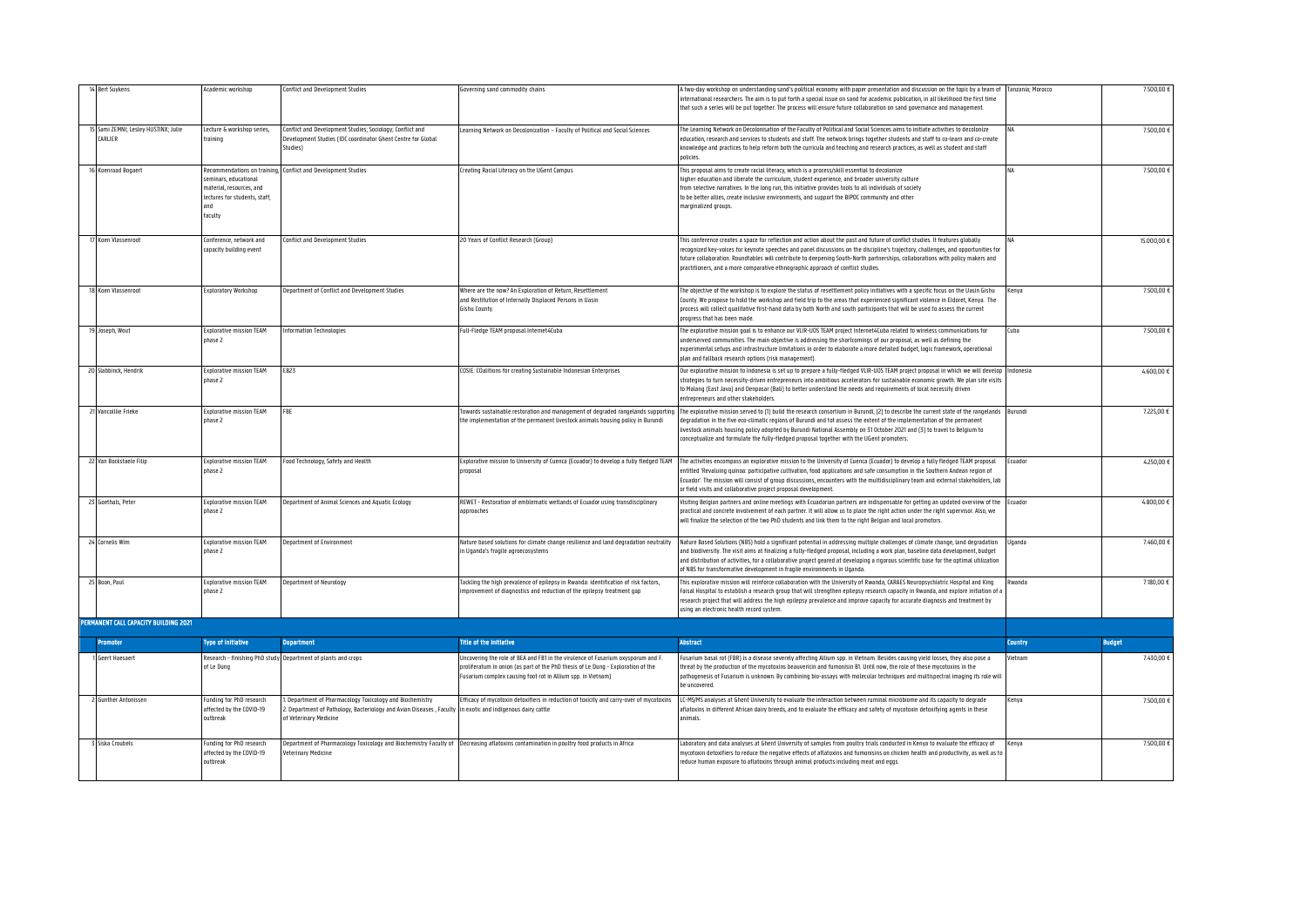| | Promoter | Type of initiative | Department | Title of the initiative | Abstract | Country | Budget |
|---|---|---|---|---|---|---|---|
| 14 | Bert Suykens | Academic workshop | Conflict and Development Studies | Governing sand commodity chains | A two-day workshop on understanding sand's political economy with paper presentation and discussion on the topic by a team of international researchers. The aim is to put forth a special issue on sand for academic publication, in all likelihood the first time that such a series will be put together. The process will ensure future collaboration on sand governance and management. | Tanzania; Morocco | 7.500,00 € |
| 15 | Sami ZEMNI; Lesley HUSTINX; Julie CARLIER | Lecture & workshop series, training | Conflict and Development Studies; Sociology; Conflict and Development Studies (IDC coordinator Ghent Centre for Global Studies) | Learning Network on Decolonization – Faculty of Political and Social Sciences | The Learning Network on Decolonisation of the Faculty of Political and Social Sciences aims to initiate activities to decolonize education, research and services to students and staff. The network brings together students and staff to co-learn and co-create knowledge and practices to help reform both the curricula and teaching and research practices, as well as student and staff policies. | NA | 7.500,00 € |
| 16 | Koenraad Bogaert | Recommendations on training, seminars, educational material, resources, and lectures for students, staff, and faculty | Conflict and Development Studies | Creating Racial Literacy on the UGent Campus | This proposal aims to create racial literacy, which is a process/skill essential to decolonize higher education and liberate the curriculum, student experience, and broader university culture from selective narratives. In the long run, this initiative provides tools to all individuals of society to be better allies, create inclusive environments, and support the BIPOC community and other marginalized groups. | NA | 7.500,00 € |
| 17 | Koen Vlassenroot | Conference, network and capacity building event | Conflict and Development Studies | 20 Years of Conflict Research (Group) | This conference creates a space for reflection and action about the past and future of conflict studies. It features globally recognized key-voices for keynote speeches and panel discussions on the discipline's trajectory, challenges, and opportunities for future collaboration. Roundtables will contribute to deepening South-North partnerships, collaborations with policy makers and practitioners, and a more comparative ethnographic approach of conflict studies. | NA | 15.000,00 € |
| 18 | Koen Vlassenroot | Exploratory Workshop | Department of Conflict and Development Studies | Where are the now? An Exploration of Return, Resettlement and Restitution of Internally Displaced Persons in Uasin Gishu County. | The objective of the workshop is to explore the status of resettlement policy initiatives with a specific focus on the Uasin Gishu County. We propose to hold the workshop and field trip to the areas that experienced significant violence in Eldoret, Kenya. The process will collect qualitative first-hand data by both North and south participants that will be used to assess the current progress that has been made. | Kenya | 7.500,00 € |
| 19 | Joseph, Wout | Explorative mission TEAM phase 2 | Information Technologies | Full-Fledge TEAM proposal Internet4Cuba | The explorative mission goal is to enhance our VLIR-UOS TEAM project Internet4Cuba related to wireless communications for underserved communities. The main objective is addressing the shortcomings of our proposal, as well as defining the experimental setups and infrastructure limitations in order to elaborate a more detailed budget, logic framework, operational plan and fallback research options (risk management). | Cuba | 7.500,00 € |
| 20 | Slabbinck, Hendrik | Explorative mission TEAM phase 2 | EB23 | COSIE: COalitions for creating Sustainable Indonesian Enterprises | Our explorative mission to Indonesia is set up to prepare a fully-fledged VLIR-UOS TEAM project proposal in which we will develop strategies to turn necessity-driven entrepreneurs into ambitious accelerators for sustainable economic growth. We plan site visits to Malang (East Java) and Denpasar (Bali) to better understand the needs and requirements of local necessity driven entrepreneurs and other stakeholders. | Indonesia | 4.600,00 € |
| 21 | Vancoillie Frieke | Explorative mission TEAM phase 2 | FBE | Towards sustainable restoration and management of degraded rangelands supporting the implementation of the permanent livestock animals housing policy in Burundi | The explorative mission served to (1) build the research consortium in Burundi, (2) to describe the current state of the rangelands degradation in the five eco-climatic regions of Burundi and tot assess the extent of the implementation of the permanent livestock animals housing policy adopted by Burundi National Assembly on 31 October 2021 and (3) to travel to Belgium to conceptualize and formulate the fully-fledged proposal together with the UGent promoters. | Burundi | 7.225,00 € |
| 22 | Van Bockstaele Filip | Explorative mission TEAM phase 2 | Food Technology, Safety and Health | Explorative mission to University of Cuenca (Ecuador) to develop a fully fledged TEAM proposal | The activities encompass an explorative mission to the University of Cuenca (Ecuador) to develop a fully fledged TEAM proposal entitled 'Revaluing quinoa: participative cultivation, food applications and safe consumption in the Southern Andean region of Ecuador'. The mission will consist of group discussions, encounters with the multidisciplinary team and external stakeholders, lab or field visits and collaborative project proposal development. | Ecuador | 4.250,00 € |
| 23 | Goethals, Peter | Explorative mission TEAM phase 2 | Department of Animal Sciences and Aquatic Ecology | REWET - Restoration of emblematic wetlands of Ecuador using transdisciplinary approaches | Visiting Belgian partners and online meetings with Ecuadorian partners are indispensable for getting an updated overview of the practical and concrete involvement of each partner. It will allow us to place the right action under the right supervisor. Also, we will finalize the selection of the two PhD students and link them to the right Belgian and local promotors. | Ecuador | 4.800,00 € |
| 24 | Cornelis Wim | Explorative mission TEAM phase 2 | Department of Environment | Nature based solutions for climate change resilience and land degradation neutrality in Uganda's fragile agroecosystems | Nature Based Solutions (NBS) hold a significant potential in addressing multiple challenges of climate change, land degradation and biodiversity. The visit aims at finalizing a fully-fledged proposal, including a work plan, baseline data development, budget and distribution of activities, for a collaborative project geared at developing a rigorous scientific base for the optimal utilization of NBS for transformative development in fragile environments in Uganda. | Uganda | 7.460,00 € |
| 25 | Boon, Paul | Explorative mission TEAM phase 2 | Department of Neurology | Tackling the high prevalence of epilepsy in Rwanda: identification of risk factors, improvement of diagnostics and reduction of the epilepsy treatment gap | This explorative mission will reinforce collaboration with the University of Rwanda, CARAES Neuropsychiatric Hospital and King Faisal Hospital to establish a research group that will strengthen epilepsy research capacity in Rwanda, and explore initiation of a research project that will address the high epilepsy prevalence and improve capacity for accurate diagnosis and treatment by using an electronic health record system. | Rwanda | 7.180,00 € |

**PERMANENT CALL CAPACITY BUILDING 2021**

| | Promoter | Type of initiative | Department | Title of the initiative | Abstract | Country | Budget |
|---|---|---|---|---|---|---|---|
| 1 | Geert Haesaert | Research - finishing PhD study of Le Dung | Department of plants and crops | Uncovering the role of BEA and FB1 in the virulence of Fusarium oxysporum and F. proliferatum in onion (as part of the PhD thesis of Le Dung - Exploration of the Fusarium complex causing foot rot in Allium spp. in Vietnam) | Fusarium basal rot (FBR) is a disease severely affecting Allium spp. in Vietnam. Besides causing yield losses, they also pose a threat by the production of the mycotoxins beauvericin and fumonisin B1. Until now, the role of these mycotoxins in the pathogenesis of Fusarium is unknown. By combining bio-assays with molecular techniques and multispectral imaging its role will be uncovered. | Vietnam | 7.430,00 € |
| 2 | Gunther Antonissen | Funding for PhD research affected by the COVID-19 outbreak | 1. Department of Pharmacology Toxicology and Biochemistry 2. Department of Pathology, Bacteriology and Avian Diseases , Faculty of Veterinary Medicine | Efficacy of mycotoxin detoxifiers in reduction of toxicity and carry-over of mycotoxins in exotic and indigenous dairy cattle | LC-MS/MS analyses at Ghent University to evaluate the interaction between ruminal microbiome and its capacity to degrade aflatoxins in different African dairy breeds, and to evaluate the efficacy and safety of mycotoxin detoxifying agents in these animals. | Kenya | 7.500,00 € |
| 3 | Siska Croubels | Funding for PhD research affected by the COVID-19 outbreak | Department of Pharmacology Toxicology and Biochemistry Faculty of Veterinary Medicine | Decreasing aflatoxins contamination in poultry food products in Africa | Laboratory and data analyses at Ghent University of samples from poultry trials conducted in Kenya to evaluate the efficacy of mycotoxin detoxifiers to reduce the negative effects of aflatoxins and fumonisins on chicken health and productivity, as well as to reduce human exposure to aflatoxins through animal products including meat and eggs. | Kenya | 7.500,00 € |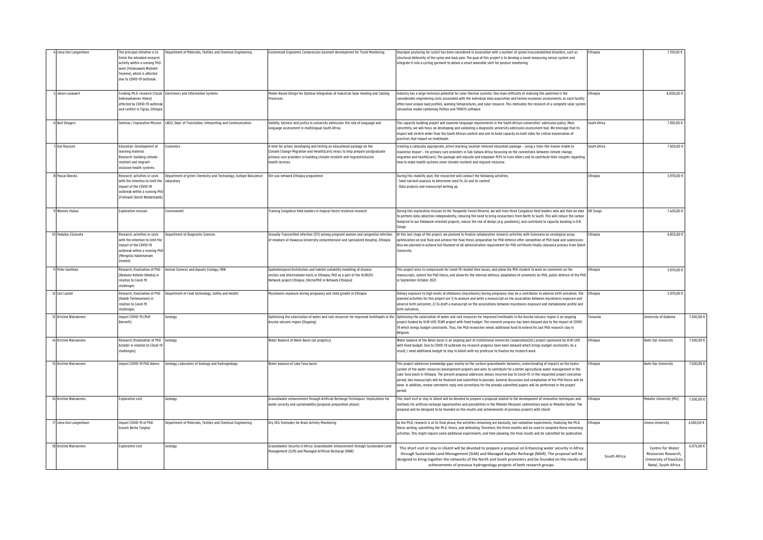| | | | | | | | | |
|---|---|---|---|---|---|---|---|---|
| 4 | Lieva Van Langenhove | The principal initiative is to finish the intended research activity within a running PhD work (Yetanawork Wubneh Teyeme), which is affected due to COVID-19 outbreak. | Department of Materials, Textiles and Chemical Engineering | Customized Ergonomic Compression Garment development for Trunk Monitoring | Improper posturing for cyclist has been considered in association with a number of spinal musculoskeletal disorders, such as structural deformity of the spine and back pain. The goal of this project is to develop a novel measuring sensor system and integrate it into a cycling garment to obtain a smart wearable shirt for posture monitoring. | Ethiopia | 7.130,00 € | |
| 5 | Johan Lauwaert | Funding Ph.D. research (Yacob Gebreyohannes Hiben) affected by COVID-19 outbreak and conflict in Tigray, Ethiopia | Electronics and Information Systems | Model-Based Design for Optimal Integration of Industrial Solar Heating and Cooling Processes. | Industry has a large technical potential for solar thermal systems. One main difficulty of realizing this potential is the considerable engineering costs associated with the individual data acquisition and techno-economic assessments, as each facility often have unique load profiles, working temperatures, and solar resource. This motivates the research of a complete solar system simulation model combining Python and TRNSYS software. | Ethiopia | 6.000,00 € | |
| 6 | Bart Deygers | Seminar / Explorative Mission | LW22, Dept. of Translation, Interpreting and Communication | Validity, fairness and justice in university admission: the role of language and language assessment in multilingual South Africa. | This capacity building project will examine language requirements in the South African universities' admission policy. More concretely, we will focus on developing and validating a diagnostic university admission assessment tool. We envisage that its impact will stretch wider than the South African context and aim to build capacity on both sides for critical examination of practices that impact on livelihoods. | South Africa | 7.100,00 € | |
| 7 | Ilse Ruyssen | Education: Development of learning material Research: building climate-resilient and migrant-inclusive health systems | Economics | A time for action: developing and testing an educational package on the Climate Change-Migration-and-Health(care) nexus to help prepare postgraduate primary care providers in building climate-resilient and migrantinclusive health services | Creating a culturally appropriate, active learning, location-relevant education package – using a train-the-trainer model to maximise impact – for primary care providers in Sub-Sahara Africa focussing on the connections between climate change, migration and health(care). The package will educate and empower PCPs to train others and to contribute their insights regarding how to make health systems more climate-resilient and migrant-inclusive. | South Africa | 7.500,00 € | |
| 8 | Pascal Boeckx | Research, activities or costs with the intention to limit the impact of the COVID-19 outbreak within a running PhD (Frehiwot Sileshi Woldetsadik) | Department of green Chemistry and Technology, Isotope Bioscience laboratory | Vlir-uos network Ethiopia programme | During this mobility plan, the researcher will conduct the following activities;<br>- Seed nutrient analysis to determine seed Fe, Zn and Se content<br>- Data analysis and manuscript writing up | Ethiopia | 5.970,00 € | |
| 9 | Wannes Hubau | Explorative mission | Environment | Training Congolese field leaders in tropical forest resilience research | During this explorative mission to the Yangambi Forest Reserve, we will train three Congolese field leaders who will then be able to perform data collection independently, reducing the need to bring researchers from North to South. This will reduce the carbon footprint to our fieldwork-oriented projects, reduce the risk of delays (e.g. pandemic), and contribute to capacity building in D.R. Congo. | DR Congo | 7.420,00 € | |
| 10 | Padalko, Elizaveta | Research, activities or costs with the intention to limit the impact of the COVID-19 outbreak within a running PhD (Mengistu Hailemariam Zenebe) | Department of Diagnostic Sciences | Sexually Transmitted Infection (STI) among pregnant women and congenital infection of newborn at Hawassa University comprehensive and specialized Hospital, Ethiopia | At this last stage of the project, we planned to finalize collaborative research activities with Sciensano on serological assay optimization on oral fluid and achieve the final thesis preparation for PhD defence after completion of PhD book and submission. Also we planned to achieve full filament of all administrative requirement for PhD certificate finally clearance process from Ghent University. | Ethiopia | 6.855,00 € | |
| 11 | Peter Goethals | Research, finalization of PhD (Beekam Kebede Olkeba) in relation to Covid-19 challenges | Animal Sciences and Aquatic Ecology, FBW | Spatiotemporal distribution and habitat suitability modeling of disease vectors and intermediate hosts in Ethiopia, PhD as a part of the VLIRUOS Network project Ethiopia. (VectorPhD in Network Ethiopia) | This project aims to compensate for Covid-19 related time losses, and allow the PhD student to work on comments on the manuscripts, submit the PhD thesis, and allow for the internal defence, adaptation of comments on PhD, public defence of the PhD in September-October 2021. | Ethiopia | 5.970,00 € | |
| 12 | Carl Lachat | Research, finalization of PhD (Kokeb Tesfamariam) in relation to Covid-19 challenges | Department of Food technology, Safety and Health | Mycotoxins exposure during pregnancy and child growth in Ethiopia | Dietary exposure to high levels of aflatoxins (mycotoxins) during pregnancy may be a contributor to adverse birth outcomes. The planned activities for this project are 1) to analyze and write a manuscript on the association between mycotoxins exposure and adverse birth outcomes; 2) To draft a manuscript on the associations between mycotoxins exposure and metabolome profile and birth outcomes. | Ethiopia | 5.970,00 € | |
| 13 | Kristine Walraevens | impact COVID-19 (PhD Bennett) | Geology | Optimizing the valorization of water and rock resources for improved livelihoods in the Arusha volcanic region (Ongoing) | Optimizing the valorization of water and rock resources for improved livelihoods in the Arusha volcanic region is an ongoing project funded by VLIR-UOS TEAM project with fixed budget. The research progress has been delayed due to the impact of COVID-19 which brings budget constraints. Thus, the PhD researcher needs additional fund to extend his last PhD research stay in Belgium. | Tanzania | University of Dodoma | 7.500,00 € |
| 14 | Kristine Walraevens | Research (finalization of PhD Ashebir in relation to COvid-19 challenges) | Geology | Water Balance of Beles Basin (on progress) | Water balance of the Beles basin is an ongoing part of Institutional University Cooperation(IUC) project sponsored by VLIR-UOS with fixed budget. Due to COVID-19 outbreak my research progress have been delayed which brings budget constraints. As a result, I need additional budget to stay in Ghent with my professor to finalize my research work. | Ethiopia | Bahir Dar University | 7.500,00 € |
| 15 | Kristine Walraevens | impact COVID-19 PhD Alemu | Geology, Laboratory of Geology and Hydrogeology | Water balance of Lake Tana basin | This project addresses knowledge gaps mainly on the surface-groundwater dynamics, understanding of impacts on the hydro-system of the water resources development projects and aims to contribute for a better agricultural water management in the Lake Tana basin in Ethiopia. The present proposal addresses delays incurred due to Covid-19. In the requested project execution period, two manuscripts will be finalized and submitted to journals. General discussion and compilation of the PhD thesis will be done. In addition, review comments reply and corrections for the already submitted papers will be performed in the project period. | Ethiopia | Bahir Dar University | 7.500,00 € |
| 16 | Kristine Walraevens | Explorative visit | Geology | Groundwater enhancement through Artificial Recharge Techniques: implications for water security and sustainability (proposal preparation phase) | This short visit or stay in UGent will be devoted to prepare a proposal related to the development of innovative techniques and methods for artificial recharge opportunities and possibilities in the Mekelle Mesozoic sedimentary basin or Mekelle Outlier. The proposal will be designed to be founded on the results and achievements of previous projects with UGent. | Ethiopia | Mekelle University (MU) | 7.500,00 € |
| 17 | Lieva Van Langenhove | impact COVID-19 of PhD Granch Berhe Tseghai | Department of Materials, Textiles and Chemical Engineering | Dry EEG Textrodes for Brain Activity Monitoring | As the Ph.D. research is at its final phase, the activities remaining are basically; last validation experiments, finalizing the Ph.D. thesis writing, submitting the Ph.D. thesis, and defending. Therefore, the three months will be used to complete these remaining activities. This might require some additional experiments, and time allowing, the final results will be submitted for publication. | Ethiopia | Jimma University | 4.500,00 € |
| 18 | Kristine Walraevens | Explorative visit | Geology | Groundwater Security in Africa: Groundwater enhancement through Sustainable Land Management (SLM) and Managed Artificial Recharge (MAR) | This short visit or stay in UGent will be devoted to prepare a proposal on Enhancing water security in Africa through Sustainable Land Management (SLM) and Managed Aquifer Recharge (MAR). The proposal will be designed to bring together the networks of the North and South promoters and be founded on the results and achievements of previous hydrogeology projects of both research groups. | South Africa | Centre for Water Resources Research, University of KwaZulu Natal, South Africa | 6.075,00 € |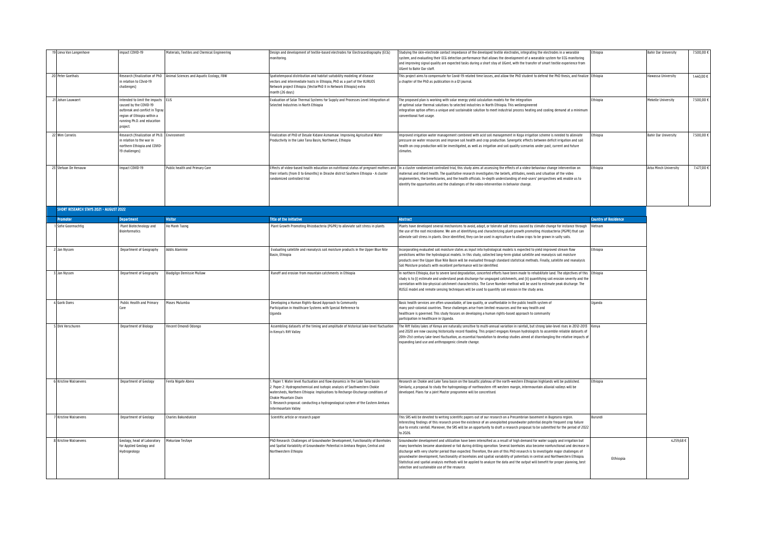| | | | | | | | | |
|---|---|---|---|---|---|---|---|---|
| 19 | Lieva Van Langenhove | impact COVID-19 | Materials, Textiles and Chemical Engineering | Design and development of textile-based electrodes for Electrocardiography (ECG) monitoring. | Studying the skin-electrode contact impedance of the developed textile electrodes, integrating the electrodes in a wearable system, and evaluating their ECG detection performance that allows the development of a wearable system for ECG monitoring and improving signal quality are expected tasks during a short stay at UGent, with the transfer of smart textile experience from UGent to Bahir Dar staff. | Ethiopia | Bahir Dar University | 7.500,00 € |
| 20 | Peter Goethals | Research (finalization of PhD in relation to Cövid-19 challenges) | Animal Sciences and Aquatic Ecology, FBW | Spatiotemporal distribution and habitat suitability modeling of disease vectors and intermediate hosts in Ethiopia, PhD as a part of the VLIRUOS Network project Ethiopia. (VectorPhD II in Network Ethiopia) extra month (26 days) | This project aims to compensate for Covid-19 related time losses, and allow the PhD student to defend the PhD thesis, and finalize a chapter of the PhD as publication in a Q1 journal. | Ethiopia | Hawassa University | 1.440,00 € |
| 21 | Johan Lauwaert | Intended to limit the impacts caused by the COVID-19 outbreak and conflict in Tigray region of Ethiopia within a running Ph.D. and education project. | ELIS | Evaluation of Solar Thermal Systems for Supply and Processes Level Integration at Selected Industries in North Ethiopia | The proposed plan is working with solar energy yield calculation models for the integration of optimal solar thermal solutions to selected industries in North Ethiopia. This wellengineered integration option offers a unique and sustainable solution to meet industrial process heating and cooling demand at a minimum conventional fuel usage. | Ethiopia | Mekelle University | 7.500,00 € |
| 22 | Wim Cornelis | Research (finalization of Ph.D. in relation to the war in northern Ethiopia and COVID-19 challenges) | Environment | Finalization of PhD of Desale Kidane Asmamaw: Improving Agricultural Water Productivity in the Lake Tana Basin, Northwest, Ethiopia | Improved irrigation water management combined with acid soil management in Koga irrigation scheme is needed to alleviate pressure on water resources and improve soil health and crop production. Synergetic effects between deficit irrigation and soil health on crop production will be investigated, as well as irrigation and soil quality scenarios under past, current and future climates. | Ethiopia | Bahir Dar University | 7.500,00 € |
| 23 | Stefaan De Henauw | Impact COVID-19 | Public health and Primary Care | Effects of video-based health education on nutritional status of pregnant mothers and their infants (from 0 to 6months) in Dirashe district Southern Ethiopia - A cluster randomized controlled trial | In a cluster randomized controlled trial, this study aims at assessing the effects of a video-behaviour change intervention on maternal and infant health. The qualitative research investigates the beliefs, attitudes, needs and situation of the video implementers, the beneficiaries, and the health officials. In-depth understanding of end-users' perspectives will enable us to identify the opportunities and the challenges of the video-intervention in behavior change. | Ethiopia | Arba Minch University | 7.477,00 € |

## SHORT RESEARCH STAYS 2021 - AUGUST 2022

| | Promoter | Department | Visitor | Title of the initiative | Abstract | Country of Residence | | |
|---|---|---|---|---|---|---|---|---|
| 1 | Sofie Goormachtig | Plant Biotechnology and Bioinformatics | Ho Manh Tuong | Plant Growth Promoting Rhizobacteria (PGPR) to alleviate salt stress in plants | Plants have developed several mechanisms to avoid, adapt, or tolerate salt stress caused by climate change for instance through the use of the root microbiome. We aim at identifying and characterizing plant growth promoting rhizobacteria (PGPR) that can alleviate salt stress in plants. Once identified, they can be used in agriculture to allow crops to be grown in salty soils. | Vietnam | | |
| 2 | Jan Nyssen | Department of Geography | Addis Alaminie | Evaluating satellite and reanalysis soil moisture products in the Upper Blue Nile Basin, Ethiopia | Incorporating evaluated soil moisture states as input into hydrological models is expected to yield improved stream flow predictions within the hydrological models. In this study, collected long-term global satellite and reanalysis soil moisture products over the Upper Blue Nile Basin will be evaluated through standard statistical methods. Finally, satellite and reanalysis Soil Moisture products with excellent performance will be identified. | Ethiopia | | |
| 3 | Jan Nyssen | Department of Geography | Biadgilgn Demissie Mullaw | Runoff and erosion from mountain catchments in Ethiopia | In northern Ethiopia, due to severe land degradation, concerted efforts have been made to rehabilitate land. The objectives of this study is to (i) estimate and understand peak discharge for ungauged catchments, and (ii) quantifying soil erosion severity and the correlation with bio-physical catchment characteristics. The Curve Number method will be used to estimate peak discharge. The RUSLE model and remote sensing techniques will be used to quantify soil erosion in the study area. | Ethiopia | | |
| 4 | Gorik Ooms | Public Health and Primary Care | Moses Mulumba | Developing a Human Rights-Based Approach to Community Participation in Healthcare Systems with Special Reference to Uganda | Basic health services are often unavailable, of low quality, or unaffordable in the public health system of many post-colonial countries. These challenges arise from limited resources and the way health and healthcare is governed. This study focuses on developing a human rights-based approach to community participation in healthcare in Uganda. | Uganda | | |
| 5 | Dirk Verschuren | Department of Biology | Vincent Omondi Odongo | Assembling datasets of the timing and amplitude of historical lake-level fluctuation in Kenya's Rift Valley | The Rift Valley lakes of Kenya are naturally sensitive to multi-annual variation in rainfall, but strong lake-level rises in 2012-2013 and 2020 are now causing historically record flooding. This project engages Kenyan hydrologists to assemble reliable datasets of 20th-21st century lake-level fluctuation, as essential foundation to develop studies aimed at disentangling the relative impacts of expanding land use and anthropogenic climate change. | Kenya | | |
| 6 | Kristine Walraevens | Department of Geology | Fenta Nigate Abera | 1. Paper 1: Water level fluctuation and flow dynamics in the Lake Tana basin<br>2. Paper 2: Hydrogeochemical and isotopic analysis of Southwestern Chokie watersheds, Northern Ethiopia: Implications to Recharge-Discharge conditions of Chokie Mountain Chain<br>3. Research proposal: conducting a hydrogeological system of the Eastern Amhara Intermountain Valley | Research on Chokie and Lake Tana basin on the basaltic plateau of the north-western Ethiopian highlands will be published. Similarly, a proposal to study the hydrogeology of northeastern rift western margin, intermountain alluvial valleys will be developed. Plans for a joint Master programme will be concretised. | Ethiopia | | |
| 7 | Kristine Walraevens | Department of Geology | Charles Bakundukize | Scientific article or research paper | This SRS will be devoted to writing scientific papers out of our research on a Precambrian basement in Bugesera region. Interesting findings of this research prove the existence of an unexploited groundwater potential despite frequent crop failure due to erratic rainfall. Moreover, the SRS will be an opportunity to draft a research proposal to be submitted for the period of 2022 to 2026. | Burundi | | |
| 8 | Kristine Walraevens | Geology, head of Laboratory for Applied Geology and Hydrogeology | Mekuriaw Tesfaye | PhD Research: Challenges of Groundwater Development, Functionality of Boreholes and Spatial Variability of Groundwater Potential in Amhara Region, Central and Northwestern Ethiopia | Groundwater development and utilization have been intensified as a result of high demand for water supply and irrigation but many boreholes became abandoned or fail during drilling operation. Several boreholes also become nonfunctional and decrease in discharge with very shorter period than expected. Therefore, the aim of this PhD research is to investigate major challenges of groundwater development, functionality of boreholes and spatial variability of potentials in central and Northwestern Ethiopia. Statistical and spatial analysis methods will be applied to analyze the data and the output will benefit for proper planning, best selection and sustainable use of the resource. | Ethiopia | 4.259,68 € | |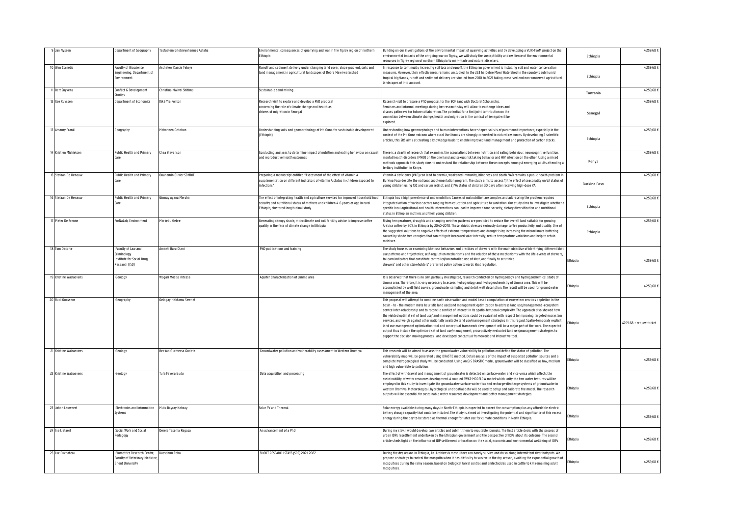| | | | | | | |
|---|---|---|---|---|---|---|
| 9 | Jan Nyssen | Department of Geography | Tesfaalem Ghebreyohannes Asfaha | Environmental consequences of quarrying and war in the Tigray region of northern Ethiopia | Building on our investigations of the environmental impact of quarrying activities and by developing a VLIR-TEAM project on the environmental impacts of the on-going war on Tigray, we will study the susceptibility and resilience of the environmental resources in Tigray region of northern Ethiopia to man-made and natural disasters. | Ethiopia | 4.259,68 € |
| 10 | Wim Cornelis | Faculty of Bioscience Engineering, Department of Environment. | Aschalew Kassie Tebeje | Runoff and sediment delivery under changing land cover, slope gradient, soils and land management in agricultural landscapes of Debre Mawi watershed | In response to continually increasing soil loss and runoff, the Ethiopian government is installing soil and water conservation measures. However, their effectiveness remains unstudied. In the 253 ha Debre Mawi Watershed in the country's sub humid tropical highlands, runoff and sediment delivery are studied from 2010 to 2021 taking conserved and non-conserved agricultural landscapes of into account. | Ethiopia | 4.259,68 € |
| 11 | Bert Suykens | Conflict & Development Studies | Christina Mwivei Shitima | Sustainable sand mining | | Tanzania | 4.259,68 € |
| 12 | Ilse Ruyssen | Department of Economics | Kike Yra Fonton | Research visit to explore and develop a PhD proposal concerning the role of climate change and health as drivers of migration in Senegal | Research visit to prepare a PhD proposal for the BOF Sandwich Doctoral Scholarship. Seminars and informal meetings during her research stay will allow to exchange ideas and discuss pathways for future collaboration. The potential for a first joint contribution on the connection between climate change, health and migration in the context of Senegal will be explored. | Senegal | 4.259,68 € |
| 13 | Amaury Frankl | Geography | Mekonnen Getahun | Understanding soils and geomorphology of Mt. Guna for sustainable development (Ethiopia) | Understanding how geomorphology and human interventions have shaped soils is of paramount importance, especially in the context of the Mt. Guna volcano where rural livelihoods are strongly connected to natural resources. By developing 2 scientific articles, this SRS aims at creating a knowledge basis to enable improved land management and protection of carbon stocks. | Ethiopia | 4.259,68 € |
| 14 | Kristien Michielsen | Public Health and Primary Care | Chea Stevenson | Conducting analyses to determine impact of nutrition and eating behaviour on sexual and reproductive health outcomes | There is a dearth of research that examines the associations between nutrition and eating behaviour, neurocognitive function, mental health disorders (MHD) on the one hand and sexual risk taking behavior and HIV infection on the other. Using a mixed methods approach, this study aims to understand the relationship between these concepts amongst emerging adults attending a tertiary institution in Kenya. | Kenya | 4.259,68 € |
| 15 | Stefaan De Henauw | Public Health and Primary Care | Ouahamin Olivier SOMBIE | Preparing a manuscript entitled "Assessment of the effect of vitamin A supplementation on different indicators of vitamin A status in children exposed to infections" | Vitamin A deficiency (VAD) can lead to anemia, weakened immunity, blindness and death. VAD remains a public health problem in Burkina Faso despite the national supplementation program. The study aims to assess 1) the effect of seasonality on VA status of young children using 13C and serum retinol; and 2) VA status of children 30 days after receiving high-dose VA. | Burkina Faso | 4.259,68 € |
| 16 | Stefaan De Henauw | Public Health and Primary Care | Girmay Ayana Mersha | The effect of integrating health and agriculture services for improved household food security and nutritional status of mothers and children 6-6 years of age in rural Ethiopia, clustered longitudinal study | Ethiopia has a high prevalence of undernutrition. Causes of malnutrition are complex and addressing the problem requires integrated action of various sectors ranging from education and agriculture to sanitation. Our study aims to investigate whether a specific local agricultural and health interventions can lead to improved food security, dietary diversification and nutritional status in Ethiopian mothers and their young children. | Ethiopia | 4.259,68 € |
| 17 | Pieter De Frenne | ForNaLab, Environment | Merkebu Gebre | Generating canopy shade, microclimate and soil fertility advice to improve coffee quality in the face of climate change in Ethiopia | Rising temperatures, droughts and changing weather patterns are predicted to reduce the overall land suitable for growing Arabica coffee by 50% in Ethiopia by 2040-2070. These abiotic stresses seriously damage coffee productivity and quality. One of the suggested solutions to negative effects of extreme temperatures and drought is by increasing the microclimate buffering caused by shade tree canopies that can mitigate increased solar intensity, reduce temperature variations and help to retain moisture. | Ethiopia | 4.259,68 € |
| 18 | Tom Decorte | Faculty of Law and Criminology Institute for Social Drug Research (ISD) | Amanti Baru Olani | PhD publications and training | The study focuses on examining khat use behaviors and practices of chewers with the main objective of identifying different khat use patterns and trajectories, self-regulation mechanisms and the relation of these mechanisms with the life-events of chewers, to learn indicators that constitute controlled/uncontrolled use of khat, and finally to scrutinize chewers' and other stakeholders' preferred policy option towards khat regulation. | Ethiopia | 4.259,68 € |
| 19 | Kristine Walraevens | Geology | Wagari Mosisa Kitessa | Aquifer Characterization of Jimma area | It is observed that there is no any, partially investigated, research conducted on hydrogeology and hydrogeochemical study of Jimma area. Therefore, it is very necessary to assess hydrogeology and hydrogeochemistry of Jimma area. This will be accomplished by well field survey, groundwater sampling and detail well description. The result will be used for groundwater management of the area. | Ethiopia | 4.259,68 € |
| 20 | Rudi Goossens | Geography | Gelagay Habtamu Sewnet | | This proposal will attempt to combine earth observation and model based computation of ecosystem services depletion in the basin - to - the modern meta heuristic land use/land management optimization to address land use/management -ecosystem service inter-relationship and to reconcile conflict of interest in its spatio-temporal complexity. The approach also showed how the yielded optimal set of land use/land management options could be evaluated with respect to improving targeted ecosystem services, and weigh against other nationally available land use/management strategies in this regard. Spatio-temporaly explicit land use management optimization tool and conceptual framework development will be a major part of the work. The expected output thus include the optimized set of land use/management, prosepctively evaluated land use/management strategies to support the decision making process , and developed conceptual framework and interactive tool. | Ethiopia | 4259,68 + request ticket |
| 21 | Kristine Walraevens | Geology | Beekan Gurmessa Gudeta | Groundwater pollution and vulnerability assessment in Western Oromiya | This research will be aimed to assess the groundwater vulnerability to pollution and define the status of pollution. The vulnerability map will be generated using DRASTIC method. Detail analysis of the impact of suspected pollution sources and a complete hydrogeological study will be conducted. Using ArcGIS DRASTIC model, groundwater will be classified as low, medium and high vulnerable to pollution. | Ethiopia | 4.259,68 € |
| 22 | Kristine Walraevens | Geology | Tufa Fayera Gudu | Data acquisition and processing | The effect of withdrawal and management of groundwater is detected on surface-water and vice-versa which affects the sustainability of water resources development. A coupled SWAT-MODFLOW model which unify the two water features will be employed in this study to investigate the groundwater-surface water flux and recharge-discharge systems of groundwater in western Oromiya. Meteorological, hydrological and spatial data will be used to setup and calibrate the model. The research outputs will be essential for sustainable water resources development and better management strategies. | Ethiopia | 4.259,68 € |
| 23 | Johan Lauwaert | Electronics and Information Systems | Mulu Bayray Kahsay | Solar PV and Thermal | Solar energy available during many days in North-Ethiopia is expected to exceed the consumption plus any affordable electric battery storage capacity that could be included. The study is aimed at investigating the potential and significance of this excess energy during the day to be stored as thermal energy for later use for climate conditions in North Ethiopia. | Ethiopia | 4.259,68 € |
| 24 | Ine Lietaert | Social Work and Social Pedagogy | Dereje Tesema Regasa | An advancement of a PhD | During my stay, I would develop two articles and submit them to reputable journals. The first article deals with the process of urban IDPs resettlement undertaken by the Ethiopian government and the perspective of IDPs about its outcome. The second article sheds light on the influence of IDP settlement or location on the social, economic and environmental wellbeing of IDPs | Ethiopia | 4.259,68 € |
| 25 | Luc Duchateau | Biometrics Research Centre, Faculty of Veterinary Medicine, Ghent University | Kassahun Ebba | SHORT RESEARCH STAYS (SRS) 2021-2022 | During the dry season in Ethiopia, An. Arabiensis mosquitoes can barely survive and do so along intermittent river hotspots. We propose a strategy to control the mosquito when it has difficulty to survive in the dry season, avoiding the exponential growth of mosquitoes during the rainy season, based on biological larval control and endectocides used in cattle to kill remaining adult mosquitoes. | Ethiopia | 4.259,68 € |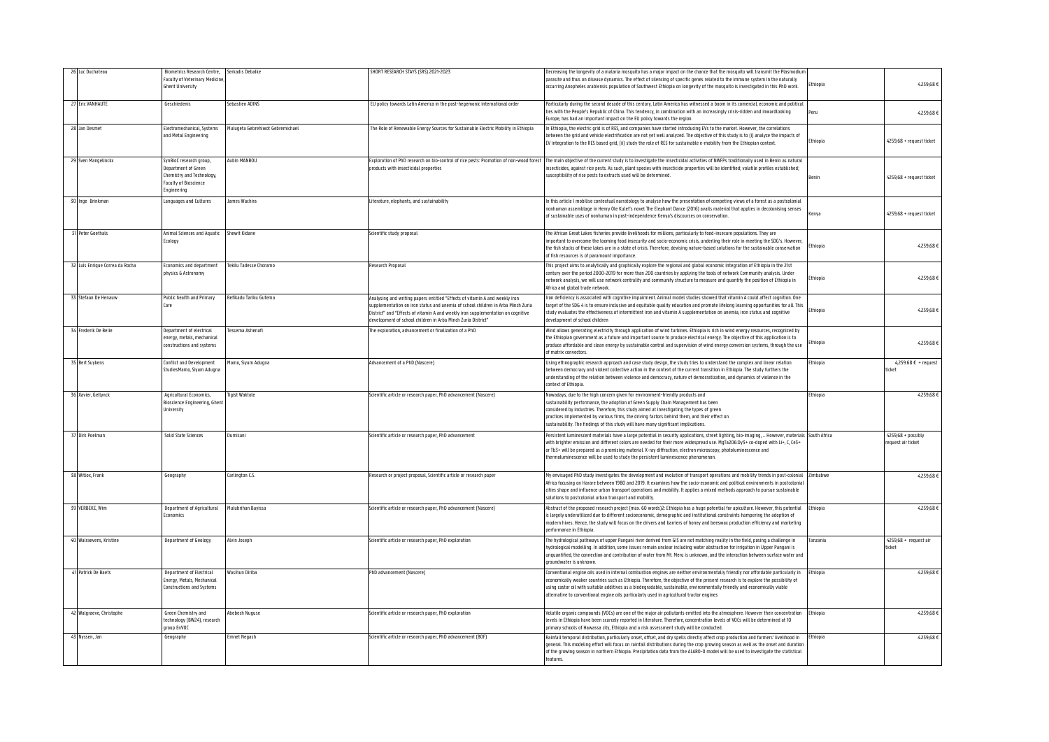| 26 | Luc Duchateau | Biometrics Research Centre, Faculty of Veterinary Medicine, Ghent University | Serkadis Debalke | SHORT RESEARCH STAYS (SRS) 2021-2023 | Decreasing the longevity of a malaria mosquito has a major impact on the chance that the mosquito will transmit the Plasmodium parasite and thus on disease dynamics. The effect of silencing of specific genes related to the immune system in the naturally occurring Anopheles arabiensis population of Southwest Ethiopia on longevity of the mosquito is investigated in this PhD work. | Ethiopia | 4.259,68 € |
|---|---|---|---|---|---|---|---|
| 27 | Eric VANHAUTE | Geschiedenis | Sebastien ADINS | EU policy towards Latin America in the post-hegemonic international order | Particularly during the second decade of this century, Latin America has witnessed a boom in its comercial, economic and political ties with the People's Republic of China. This tendency, in combination with an increasingly crisis-ridden and inwardlooking Europe, has had an important impact on the EU policy towards the region. | Peru | 4.259,68 € |
| 28 | Jan Desmet | Electromechanical, Systems and Metal Engineering | Mulugeta Gebrehiwot Gebremichael | The Role of Renewable Energy Sources for Sustainable Electric Mobility in Ethiopia | In Ethiopia, the electric grid is of RES, and companies have started introducing EVs to the market. However, the correlations between the grid and vehicle electrification are not yet well analyzed. The objective of this study is to (i) analyze the impacts of EV integration to the RES based grid, (ii) study the role of RES for sustainable e-mobility from the Ethiopian context. | Ethiopia | 4259,68 + request ticket |
| 29 | Sven Mangelinckx | SynBioC research group, Department of Green Chemistry and Technology, Faculty of Bioscience Engineering | Aubin MANBOU | Exploration of PhD research on bio-control of rice pests: Promotion of non-wood forest products with insecticidal properties | The main objective of the current study is to investigate the insecticidal activities of NWFPs traditionally used in Benin as natural insecticides, against rice pests. As such, plant species with insecticide properties will be identified; volatile profiles established; susceptibility of rice pests to extracts used will be determined. | Benin | 4259,68 + request ticket |
| 30 | Inge Brinkman | Languages and Cultures | James Wachira | Literature, elephants, and sustainability | In this article I mobilise contextual narratology to analyse how the presentation of competing views of a forest as a postcolonial nonhuman assemblage in Henry Ole Kulet's novel The Elephant Dance (2016) avails material that applies in decolonising senses of sustainable uses of nonhuman in post-independence Kenya's discourses on conservation. | Kenya | 4259,68 + request ticket |
| 31 | Peter Goethals | Animal Sciences and Aquatic Ecology | Shewit Kidane | Scientific study proposal | The African Great Lakes fisheries provide livelihoods for millions, particularly to food-insecure populations. They are important to overcome the looming food insecurity and socio-economic crisis, underling their role in meeting the SDG's. However, the fish stocks of these lakes are in a state of crisis. Therefore, devising nature-based solutions for the sustainable conservation of fish resources is of paramount importance. | Ethiopia | 4.259,68 € |
| 32 | Luis Enrique Correa da Rocha | Economics and department physics & Astronomy | Tekilu Tadesse Choramo | Research Proposal | This project aims to analytically and graphically explore the regional and global economic integration of Ethiopia in the 21st century over the period 2000-2019 for more than 200 countries by applying the tools of network Community analysis. Under network analysis, we will use network centrality and community structure to measure and quantify the position of Ethiopia in Africa and global trade network. | Ethiopia | 4.259,68 € |
| 33 | Stefaan De Henauw | Public health and Primary Care | Befikadu Tariku Gutema | Analysing and writing papers entitled "Effects of vitamin A and weekly iron supplementation on iron status and anemia of school children in Arba Minch Zuria District" and "Effects of vitamin A and weekly iron supplementation on cognitive development of school children in Arba Minch Zuria District" | Iron deficiency is associated with cognitive impairment. Animal model studies showed that vitamin A could affect cognition. One target of the SDG 4 is to ensure inclusive and equitable quality education and promote lifelong learning opportunities for all. This study evaluates the effectiveness of intermittent iron and vitamin A supplementation on anemia, iron status and cognitive development of school children | Ethiopia | 4.259,68 € |
| 34 | Frederik De Belie | Department of electrical energy, metals, mechanical constructions and systems | Tessema Ashenafi | The exploration, advancement or finalization of a PhD | Wind allows generating electricity through application of wind turbines. Ethiopia is rich in wind energy resources, recognized by the Ethiopian government as a future and important source to produce electrical energy. The objective of this application is to produce affordable and clean energy by sustainable control and supervision of wind energy conversion systems, through the use of matrix convectors. | Ethiopia | 4.259,68 € |
| 35 | Bert Suykens | Conflict and Development StudiesMamo, Siyum Adugna | Mamo, Siyum Adugna | Advancement of a PhD (Nascere) | Using ethnographic research approach and case study design, the study tries to understand the complex and linear relation between democracy and violent collective action in the context of the current transition in Ethiopia. The study furthers the understanding of the relation between violence and democracy, nature of democratization, and dynamics of violence in the context of Ethiopia. | Ethiopia | 4,259.68 € + request ticket |
| 36 | Xavier, Gellynck | Agricultural Economics, Bioscience Engineering, Ghent University | Tigist Waktole | Scientific article or research paper, PhD advancement (Nascere) | Nowadays, due to the high concern given for environment-friendly products and sustainability performance, the adoption of Green Supply Chain Management has been considered by industries. Therefore, this study aimed at investigating the types of green practices implemented by various firms, the driving factors behind them, and their effect on sustainability. The findings of this study will have many significant implications. | Ethiopia | 4.259,68 € |
| 37 | Dirk Poelman | Solid State Sciences | Dumisani | Scientific article or research paper, PhD advancement | Persistent luminescent materials have a large potential in security applications, street lighting, bio-imaging, ... However, materials with brighter emission and different colors are needed for their more widespread use. MgTa2O6:Dy3+ co-doped with Li+, C, Ce3+ or Tb3+ will be prepared as a promising material. X-ray diffraction, electron microscopy, photoluminescence and thermoluminescence will be used to study the persistent luminescence phenomenon. | South Africa | 4259,68 + possibly request air ticket |
| 38 | Witlox, Frank | Geography | Carlington C.S. | Research or project proposal, Scientific article or research paper | My envisaged PhD study investigates the development and evolution of transport operations and mobility trends in post-colonial Africa focusing on Harare between 1980 and 2019. It examines how the socio-economic and political environments in postcolonial cities shape and influence urban transport operations and mobility. It applies a mixed methods approach to pursue sustainable solutions to postcolonial urban transport and mobility. | Zimbabwe | 4.259,68 € |
| 39 | VERBEKE, Wim | Department of Agricultural Economics | Mulubrihan Bayissa | Scientific article or research paper, PhD advancement (Nascere) | Abstract of the proposed research project (max. 60 words)2: Ethiopia has a huge potential for apiculture. However, this potential is largely underutilized due to different socioeconomic, demographic and institutional constraints hampering the adoption of modern hives. Hence, the study will focus on the drivers and barriers of honey and beeswax production efficiency and marketing performance in Ethiopia. | Ethiopia | 4.259,68 € |
| 40 | Walraevens, Kristine | Department of Geology | Alvin Joseph | Scientific article or research paper, PhD exploration | The hydrological pathways of upper Pangani river derived from GIS are not matching reality in the field, posing a challenge in hydrological modelling. In addition, some issues remain unclear including water abstraction for irrigation in Upper Pangani is unquantified, the connection and contribution of water from Mt. Meru is unknown, and the interaction between surface water and groundwater is unknown. | Tanzania | 4259,68 + request air ticket |
| 41 | Patrick De Baets | Department of Electrical Energy, Metals, Mechanical Constructions and Systems | Wasihun Diriba | PhD advancement (Nascere) | Conventional engine oils used in internal combustion engines are neither environmentally friendly nor affordable particularly in economically weaker countries such as Ethiopia. Therefore, the objective of the present research is to explore the possibility of using castor oil with suitable additives as a biodegradable, sustainable, environmentally friendly and economically viable alternative to conventional engine oils particularly used in agricultural tractor engines | Ethiopia | 4.259,68 € |
| 42 | Walgraeve, Christophe | Green Chemistry and technology (BW24), research group EnVOC | Abebech Nuguse | Scientific article or research paper, PhD exploration | Volatile organic compounds (VOCs) are one of the major air pollutants emitted into the atmosphere. However their concentration levels in Ethiopia have been scarcely reported in literature. Therefore, concentration levels of VOCs will be determined at 10 primary schools of Hawassa city, Ethiopia and a risk assessment study will be conducted. | Ethiopia | 4.259,68 € |
| 43 | Nyssen, Jan | Geography | Emnet Negash | Scientific article or research paper, PhD advancement (BOF) | Rainfall temporal distribution, particularly onset, offset, and dry spells directly affect crop production and farmers' livelihood in general. This modeling effort will focus on rainfall distributions during the crop growing season as well as the onset and duration of the growing season in northern Ethiopia. Precipitation data from the ALARO-0 model will be used to investigate the statistical features. | Ethiopia | 4.259,68 € |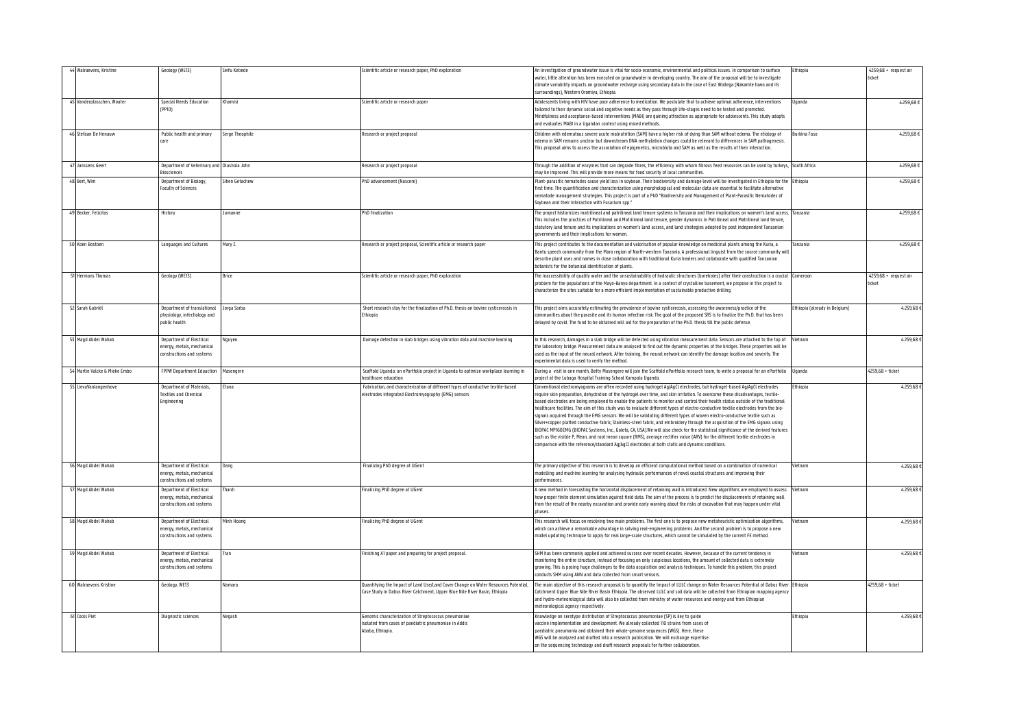| | | | | | | |
|---|---|---|---|---|---|---|
| 44 | Walraevens, Kristine | Geology (WE13) | Seifu Kebede | Scientific article or research paper, PhD exploration | An investigation of groundwater issue is vital for socio-economic, environmental and political issues. In comparison to surface water, little attention has been executed on groundwater in developing country. The aim of the proposal will be to investigate climate variability impacts on groundwater recharge using secondary data in the case of East Wollega (Nakamte town and its surroundings), Western Oromiya, Ethiopia. | Ethiopia | 4259,68 + request air ticket |
| 45 | Vanderplasschen, Wouter | Special Needs Education (PP10) | Khamisi | Scientific article or research paper | Adolescents living with HIV have poor adherence to medication. We postulate that to achieve optimal adherence, interventions tailored to their dynamic social and cognitive needs as they pass through life-stages need to be tested and promoted. Mindfulness and acceptance-based interventions (MABI) are gaining attraction as appropriate for adolescents. This study adapts and evaluates MABI in a Ugandan context using mixed methods. | Uganda | 4.259,68 € |
| 46 | Stefaan De Henauw | Public health and primary care | Serge Theophile | Research or project proposal | Children with edematous severe acute malnutrition (SAM) have a higher risk of dying than SAM without edema. The etiology of edema in SAM remains unclear but downstream DNA methylation changes could be relevant to differences in SAM pathogenesis. This proposal aims to assess the association of epigenetics, microbiota and SAM as well as the results of their interaction. | Burkina Faso | 4.259,68 € |
| 47 | Janssens Geert | Department of Veterinary and Biosciences | Olushola John | Research or project proposal | Through the addition of enzymes that can degrade fibres, the efficiency with whom fibrous feed resources can be used by turkeys, may be improved. This will provide more means for food security of local communities. | South Africa | 4.259,68 € |
| 48 | Bert, Wim | Department of Biology, Faculty of Sciences | Sihen Getachew | PhD advancement (Nascere) | Plant-parasitic nematodes cause yield loss in soybean. Their biodiversity and damage level will be investigated in Ethiopia for the first time. The quantification and characterization using morphological and molecular data are essential to facilitate alternative nematode management strategies. This project is part of a PhD "Biodiversity and Management of Plant-Parasitic Nematodes of Soybean and their Interaction with Fusarium spp." | Ethiopia | 4.259,68 € |
| 49 | Becker, Felicitas | History | Jumanne | PhD finalization | The project historicizes matrilineal and patrilineal land tenure systems in Tanzania and their implications on women's land access. This includes the practices of Patrilineal and Matrilineal land tenure, gender dynamics in Patrilineal and Matrilineal land tenure, statutory land tenure and its implications on women's land access, and land strategies adopted by post independent Tanzanian governments and their implications for women. | Tanzania | 4.259,68 € |
| 50 | Koen Bostoen | Languages and Cultures | Mary Z. | Research or project proposal, Scientific article or research paper | This project contributes to the documentation and valorisation of popular knowledge on medicinal plants among the Kuria, a Bantu speech community from the Mara region of North-western Tanzania. A professional linguist from the source community will describe plant uses and names in close collaboration with traditional Kuria healers and collaborate with qualified Tanzanian botanists for the botanical identification of plants. | Tanzania | 4.259,68 € |
| 51 | Hermans Thomas | Geology (WE13) | Brice | Scientific article or research paper, PhD exploration | The inaccessibility of quality water and the unsustainability of hydraulic structures (boreholes) after their construction is a crucial problem for the populations of the Mayo-Banyo department. In a context of crystalline basement, we propose in this project to characterize the sites suitable for a more efficient implementation of sustainable productive drilling. | Cameroon | 4259,68 + request air ticket |
| 52 | Sarah Gabriël | Department of translational physiology, infectiology and public health | Jorga Sarba | Short research stay for the finalization of Ph.D. thesis on bovine cysticercosis in Ethiopia | This project aims accurately estimating the prevalence of bovine cysticercosis, assessing the awareness/practice of the communities about the parasite and its human infection risk. The goal of the proposed SRS is to finalize the Ph.D. that has been delayed by covid. The fund to be obtained will aid for the preparation of the Ph.D. thesis till the public defense. | Ethiopia (already in Belgium) | 4.259,68 € |
| 53 | Magd Abdel Wahab | Department of Electrical energy, metals, mechanical constructions and systems | Nguyen | Damage detection in slab bridges using vibration data and machine learning | In this research, damages in a slab bridge will be detected using vibration measurement data. Sensors are attached to the top of the laboratory bridge. Measurement data are analysed to find out the dynamic properties of the bridges. These properties will be used as the input of the neural network. After training, the neural network can identify the damage location and severity. The experimental data is used to verify the method. | Vietnam | 4.259,68 € |
| 54 | Martin Valcke & Mieke Embo | FPPW Department Eduaction | Masengere | Scaffold Uganda: an ePortfolio project in Uganda to optimize workplace learning in healthcare education | During a visit in one month, Betty Masengere will join the Scaffold ePortfolio research team, to write a proposal for an ePortfolio project at the Lubaga Hospital Training School Kampala Uganda. | Uganda | 4259,68 + ticket |
| 55 | LievaVanlangenhove | Department of Materials, Textiles and Chemical Engineering | Etana | Fabrication, and characterization of different types of conductive textile-based electrodes integrated Electromyography (EMG) sensors | Conventional electromyograms are often recorded using hydrogel Ag/AgCl electrodes, but hydrogel-based Ag/AgCl electrodes require skin preparation, dehydration of the hydrogel over time, and skin irritation. To overcome these disadvantages, textile-based electrodes are being employed to enable the patients to monitor and control their health status outside of the traditional healthcare facilities. The aim of this study was to evaluate different types of electro-conductive textile electrodes from the bio-signals acquired through the EMG sensors. We will be validating different types of woven electro-conductive textile such as Silver+copper platted conductive fabric, Stainless-steel fabric, and embroidery through the acquisition of the EMG signals using BIOPAC MP160EMG (BIOPAC Systems, Inc., Goleta, CA, USA).We will also check for the statistical significance of the derived features such as the visible P, Mean, and root mean square (RMS), average rectifier value (ARV) for the different textile electrodes in comparison with the reference/standard Ag/AgCl electrodes at both static and dynamic conditions. | Ethiopia | 4.259,68 € |
| 56 | Magd Abdel Wahab | Department of Electrical energy, metals, mechanical constructions and systems | Dang | Finalizing PhD degree at UGent | The primary objective of this research is to develop an efficient computational method based on a combination of numerical modelling and machine learning for analysing hydraulic performances of novel coastal structures and improving their performances. | Vietnam | 4.259,68 € |
| 57 | Magd Abdel Wahab | Department of Electrical energy, metals, mechanical constructions and systems | Thanh | Finalizing PhD degree at UGent | A new method in forecasting the horizontal displacement of retaining wall is introduced. New algorithms are employed to assess how proper finite element simulation against field data. The aim of the process is to predict the displacements of retaining wall from the result of the nearby excavation and provide early warning about the risks of excavation that may happen under vital phases. | Vietnam | 4.259,68 € |
| 58 | Magd Abdel Wahab | Department of Electrical energy, metals, mechanical constructions and systems | Minh Hoang | Finalizing PhD degree at UGent | This research will focus on resolving two main problems. The first one is to propose new metaheuristic optimization algorithms, which can achieve a remarkable advantage in solving real-engineering problems. And the second problem is to propose a new model updating technique to apply for real large-scale structures, which cannot be simulated by the current FE method. | Vietnam | 4.259,68 € |
| 59 | Magd Abdel Wahab | Department of Electrical energy, metals, mechanical constructions and systems | Tran | Finishing A1 paper and preparing for project proposal. | SHM has been commonly applied and achieved success over recent decades. However, because of the current tendency in monitoring the entire structure, instead of focusing on only suspicious locations, the amount of collected data is extremely growing. This is posing huge challenges to the data acquisition and analysis techniques. To handle this problem, this project conducts SHM using ANN and data collected from smart sensors. | Vietnam | 4.259,68 € |
| 60 | Walraevens Kristine | Geology, WE13 | Namara | Quantifying the Impact of Land Use/Land Cover Change on Water Resources Potential, Case Study in Dabus River Catchment, Upper Blue Nile River Basin, Ethiopia | The main objective of this research proposal is to quantify the impact of LULC change on Water Resources Potential of Dabus River Catchment Upper Blue Nile River Basin Ethiopia. The observed LULC and soil data will be collected from Ethiopian mapping agency and hydro-meteorological data will also be collected from ministry of water resources and energy and from Ethiopian meteorological agency respectively. | Ethiopia | 4259,68 + ticket |
| 61 | Cools Piet | Diagnostic sciences | Negash | Genomic characterization of Streptococcus pneumoniae isolated from cases of paediatric pneumoniae in Addis Ababa, Ethiopia. | Knowledge on serotype distribution of Streptococcus pneumoniae (SP) is key to guide vaccine implementation and development. We already collected 110 strains from cases of paediatric pneumonia and obtained their whole-genome sequences (WGS). Here, these WGS will be analyzed and drafted into a research publication. We will exchange expertise on the sequencing technology and draft research proposals for further collaboration. | Ethiopia | 4.259,68 € |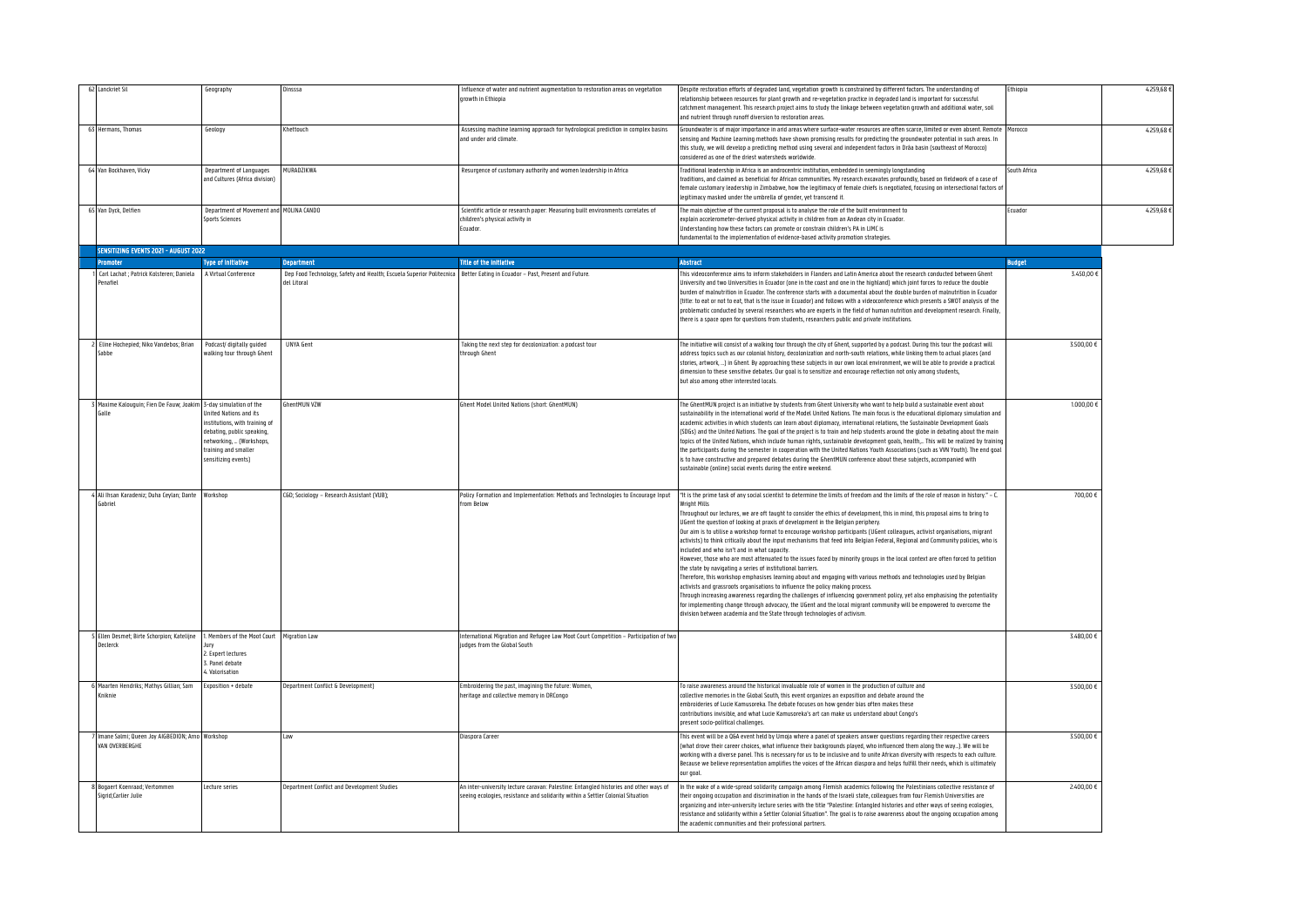| | | | | | | | |
|---|---|---|---|---|---|---|---|
| 62 | Lanckriet Sil | Geography | Dinossa | Influence of water and nutrient augmentation to restoration areas on vegetation growth in Ethiopia | Despite restoration efforts of degraded land, vegetation growth is constrained by different factors. The understanding of relationship between resources for plant growth and re-vegetation practice in degraded land is important for successful catchment management. This research project aims to study the linkage between vegetation growth and additional water, soil and nutrient through runoff diversion to restoration areas. | Ethiopia | 4.259,68 € |
| 63 | Hermans, Thomas | Geology | Khettouch | Assessing machine learning approach for hydrological prediction in complex basins and under arid climate. | Groundwater is of major importance in arid areas where surface-water resources are often scarce, limited or even absent. Remote sensing and Machine Learning methods have shown promising results for predicting the groundwater potential in such areas. In this study, we will develop a predicting method using several and independent factors in Drâa basin (southeast of Morocco) considered as one of the driest watersheds worldwide. | Morocco | 4.259,68 € |
| 64 | Van Bockhaven, Vicky | Department of Languages and Cultures (Africa division) | MURADZIKWA | Resurgence of customary authority and women leadership in Africa | Traditional leadership in Africa is an androcentric institution, embedded in seemingly longstanding traditions, and claimed as beneficial for African communities. My research excavates profoundly, based on fieldwork of a case of female customary leadership in Zimbabwe, how the legitimacy of female chiefs is negotiated, focusing on intersectional factors of legitimacy masked under the umbrella of gender, yet transcend it. | South Africa | 4.259,68 € |
| 65 | Van Dyck, Delfien | Department of Movement and Sports Sciences | MOLINA CANDO | Scientific article or research paper: Measuring built environments correlates of children's physical activity in Ecuador. | The main objective of the current proposal is to analyse the role of the built environment to explain accelerometer-derived physical activity in children from an Andean city in Ecuador. Understanding how these factors can promote or constrain children's PA in LIMC is fundamental to the implementation of evidence-based activity promotion strategies. | Ecuador | 4.259,68 € |

**SENSITIZING EVENTS 2021 - AUGUST 2022**

| | Promoter | Type of initiative | Department | Title of the initiative | Abstract | Budget |
|---|---|---|---|---|---|---|
| 1 | Carl Lachat ; Patrick Kolsteren; Daniela Penafiel | A Virtual Conference | Dep Food Technology, Safety and Health; Escuela Superior Politecnica del Litoral | Better Eating in Ecuador – Past, Present and Future. | This videoconference aims to inform stakeholders in Flanders and Latin America about the research conducted between Ghent University and two Universities in Ecuador (one in the coast and one in the highland) which joint forces to reduce the double burden of malnutrition in Ecuador. The conference starts with a documental about the double burden of malnutrition in Ecuador (title: to eat or not to eat, that is the issue in Ecuador) and follows with a videoconference which presents a SWOT analysis of the problematic conducted by several researchers who are experts in the field of human nutrition and development research. Finally, there is a space open for questions from students, researchers public and private institutions. | 3.450,00 € |
| 2 | Eline Hochepied; Niko Vandebos; Brian Sabbe | Podcast/ digitally guided walking tour through Ghent | UNYA Gent | Taking the next step for decolonization: a podcast tour through Ghent | The initiative will consist of a walking tour through the city of Ghent, supported by a podcast. During this tour the podcast will address topics such as our colonial history, decolonization and north-south relations, while linking them to actual places (and stories, artwork, ...) in Ghent. By approaching these subjects in our own local environment, we will be able to provide a practical dimension to these sensitive debates. Our goal is to sensitize and encourage reflection not only among students, but also among other interested locals. | 3.500,00 € |
| 3 | Maxime Kalouguin; Fien De Fauw; Joakim Galle | 3-day simulation of the United Nations and its institutions, with training of debating, public speaking, networking, ... (Workshops, training and smaller sensitizing events) | GhentMUN VZW | Ghent Model United Nations (short: GhentMUN) | The GhentMUN project is an initiative by students from Ghent University who want to help build a sustainable event about sustainability in the international world of the Model United Nations. The main focus is the educational diplomacy simulation and academic activities in which students can learn about diplomacy, international relations, the Sustainable Development Goals (SDGs) and the United Nations. The goal of the project is to train and help students around the globe in debating about the main topics of the United Nations, which include human rights, sustainable development goals, health,.. This will be realized by training the participants during the semester in cooperation with the United Nations Youth Associations (such as VVN Youth). The end goal is to have constructive and prepared debates during the GhentMUN conference about these subjects, accompanied with sustainable (online) social events during the entire weekend. | 1.000,00 € |
| 4 | Ali Ihsan Karadeniz; Duha Ceylan; Dante Gabriel | Workshop | CGD; Sociology – Research Assistant (VUB); | Policy Formation and Implementation: Methods and Technologies to Encourage Input from Below | "It is the prime task of any social scientist to determine the limits of freedom and the limits of the role of reason in history." – C. Wright Mills<br>Throughout our lectures, we are oft taught to consider the ethics of development, this in mind, this proposal aims to bring to UGent the question of looking at praxis of development in the Belgian periphery.<br>Our aim is to utilise a workshop format to encourage workshop participants (UGent colleagues, activist organisations, migrant activists) to think critically about the input mechanisms that feed into Belgian Federal, Regional and Community policies, who is included and who isn't and in what capacity.<br>However, those who are most attenuated to the issues faced by minority groups in the local context are often forced to petition the state by navigating a series of institutional barriers.<br>Therefore, this workshop emphasises learning about and engaging with various methods and technologies used by Belgian activists and grassroots organisations to influence the policy making process.<br>Through increasing awareness regarding the challenges of influencing government policy, yet also emphasising the potentiality for implementing change through advocacy, the UGent and the local migrant community will be empowered to overcome the division between academia and the State through technologies of activism. | 700,00 € |
| 5 | Ellen Desmet; Birte Schorpion; Katelijne Declerck | 1. Members of the Moot Court Jury<br>2. Expert lectures<br>3. Panel debate<br>4. Valorisation | Migration Law | International Migration and Refugee Law Moot Court Competition – Participation of two judges from the Global South | | 3.480,00 € |
| 6 | Maarten Hendriks; Mathys Gillian; Sam Kniknie | Exposition + debate | Department Conflict & Development) | Embroidering the past, imagining the future: Women, heritage and collective memory in DRCongo | To raise awareness around the historical invaluable role of women in the production of culture and collective memories in the Global South, this event organizes an exposition and debate around the embroideries of Lucie Kamuswekera. The debate focuses on how gender bias often makes these contributions invisible, and what Lucie Kamuswekera's art can make us understand about Congo's present socio-political challenges. | 3.500,00 € |
| 7 | Imane Salmi; Queen Joy AIGBEDION; Arno VAN OVERBERGHE | Workshop | Law | Diaspora Career | This event will be a Q&A event held by Umoja where a panel of speakers answer questions regarding their respective careers (what drove their career choices, what influence their backgrounds played, who influenced them along the way...). We will be working with a diverse panel. This is necessary for us to be inclusive and to unite African diversity with respects to each culture. Because we believe representation amplifies the voices of the African diaspora and helps fulfill their needs, which is ultimately our goal. | 3.500,00 € |
| 8 | Bogaert Koenraad; Vertommen Sigrid;Carlier Julie | Lecture series | Department Conflict and Development Studies | An inter-university lecture caravan: Palestine: Entangled histories and other ways of seeing ecologies, resistance and solidarity within a Settler Colonial Situation | In the wake of a wide-spread solidarity campaign among Flemish academics following the Palestinians collective resistance of their ongoing occupation and discrimination in the hands of the Israeli state, colleagues from four Flemish Universities are organizing and inter-university lecture series with the title "Palestine: Entangled histories and other ways of seeing ecologies, resistance and solidarity within a Settler Colonial Situation". The goal is to raise awareness about the ongoing occupation among the academic communities and their professional partners. | 2.400,00 € |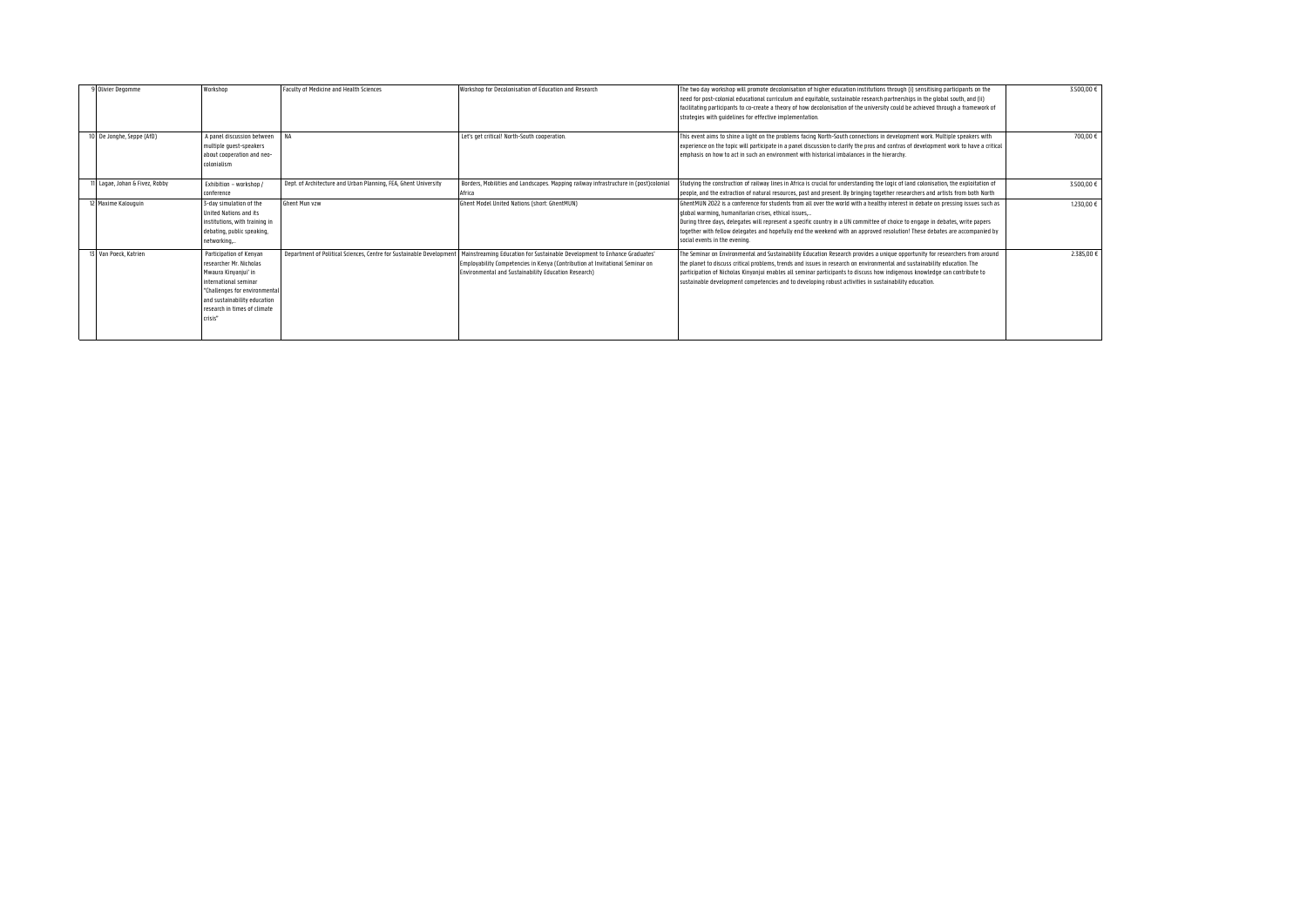| | | | | | | |
|---|---|---|---|---|---|---|
| 9 | Olivier Degomme | Workshop | Faculty of Medicine and Health Sciences | Workshop for Decolonisation of Education and Research | The two day workshop will promote decolonisation of higher education institutions through (i) sensitising participants on the need for post-colonial educational curriculum and equitable, sustainable research partnerships in the global south, and (ii) facilitating participants to co-create a theory of how decolonisation of the university could be achieved through a framework of strategies with guidelines for effective implementation. | 3.500,00 € |
| 10 | De Jonghe, Seppe (AfD) | A panel discussion between multiple guest-speakers about cooperation and neo-colonialism | NA | Let's get critical! North-South cooperation. | This event aims to shine a light on the problems facing North-South connections in development work. Multiple speakers with experience on the topic will participate in a panel discussion to clarify the pros and contras of development work to have a critical emphasis on how to act in such an environment with historical imbalances in the hierarchy. | 700,00 € |
| 11 | Lagae, Johan & Fivez, Robby | Exhibition – workshop / conference | Dept. of Architecture and Urban Planning, FEA, Ghent University | Borders, Mobilities and Landscapes. Mapping railway infrastructure in (post)colonial Africa | Studying the construction of railway lines in Africa is crucial for understanding the logic of land colonisation, the exploitation of people, and the extraction of natural resources, past and present. By bringing together researchers and artists from both North | 3.500,00 € |
| 12 | Maxime Kalouguin | 3-day simulation of the United Nations and its institutions, with training in debating, public speaking, networking,.. | Ghent Mun vzw | Ghent Model United Nations (short: GhentMUN) | GhentMUN 2022 is a conference for students from all over the world with a healthy interest in debate on pressing issues such as global warming, humanitarian crises, ethical issues,...<br>During three days, delegates will represent a specific country in a UN committee of choice to engage in debates, write papers together with fellow delegates and hopefully end the weekend with an approved resolution! These debates are accompanied by social events in the evening. | 1.230,00 € |
| 13 | Van Poeck, Katrien | Participation of Kenyan researcher Mr. Nicholas Mwaura Kinyanjui' in international seminar "Challenges for environmental and sustainability education research in times of climate crisis" | Department of Political Sciences, Centre for Sustainable Development | Mainstreaming Education for Sustainable Development to Enhance Graduates' Employability Competencies in Kenya (Contribution at Invitational Seminar on Environmental and Sustainability Education Research) | The Seminar on Environmental and Sustainability Education Research provides a unique opportunity for researchers from around the planet to discuss critical problems, trends and issues in research on environmental and sustainability education. The participation of Nicholas Kinyanjui enables all seminar participants to discuss how indigenous knowledge can contribute to sustainable development competencies and to developing robust activities in sustainability education. | 2.385,00 € |